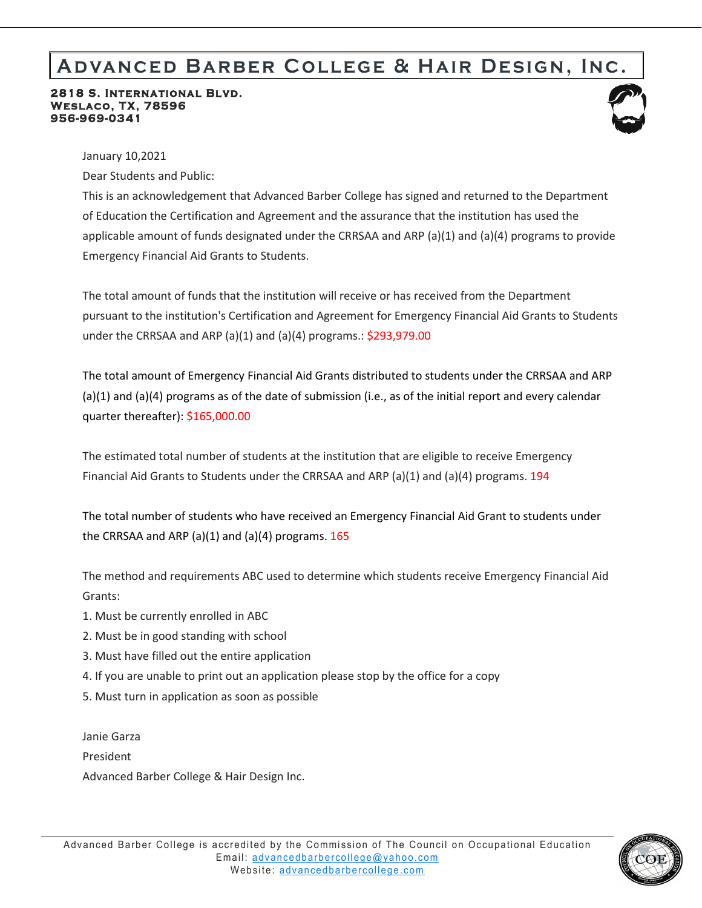# Advanced Barber College & Hair Design, Inc.

**2818 S. International Blvd.**
**Weslaco, TX, 78596**
**956-969-0341**

January 10,2021

Dear Students and Public:

This is an acknowledgement that Advanced Barber College has signed and returned to the Department of Education the Certification and Agreement and the assurance that the institution has used the applicable amount of funds designated under the CRRSAA and ARP (a)(1) and (a)(4) programs to provide Emergency Financial Aid Grants to Students.

The total amount of funds that the institution will receive or has received from the Department pursuant to the institution's Certification and Agreement for Emergency Financial Aid Grants to Students under the CRRSAA and ARP (a)(1) and (a)(4) programs.: $293,979.00

The total amount of Emergency Financial Aid Grants distributed to students under the CRRSAA and ARP (a)(1) and (a)(4) programs as of the date of submission (i.e., as of the initial report and every calendar quarter thereafter): $165,000.00

The estimated total number of students at the institution that are eligible to receive Emergency Financial Aid Grants to Students under the CRRSAA and ARP (a)(1) and (a)(4) programs. 194

The total number of students who have received an Emergency Financial Aid Grant to students under the CRRSAA and ARP (a)(1) and (a)(4) programs. 165

The method and requirements ABC used to determine which students receive Emergency Financial Aid Grants:

1. Must be currently enrolled in ABC
2. Must be in good standing with school
3. Must have filled out the entire application
4. If you are unable to print out an application please stop by the office for a copy
5. Must turn in application as soon as possible

Janie Garza
President
Advanced Barber College & Hair Design Inc.

Advanced Barber College is accredited by the Commission of The Council on Occupational Education
Email: advancedbarbercollege@yahoo.com
Website: advancedbarbercollege.com